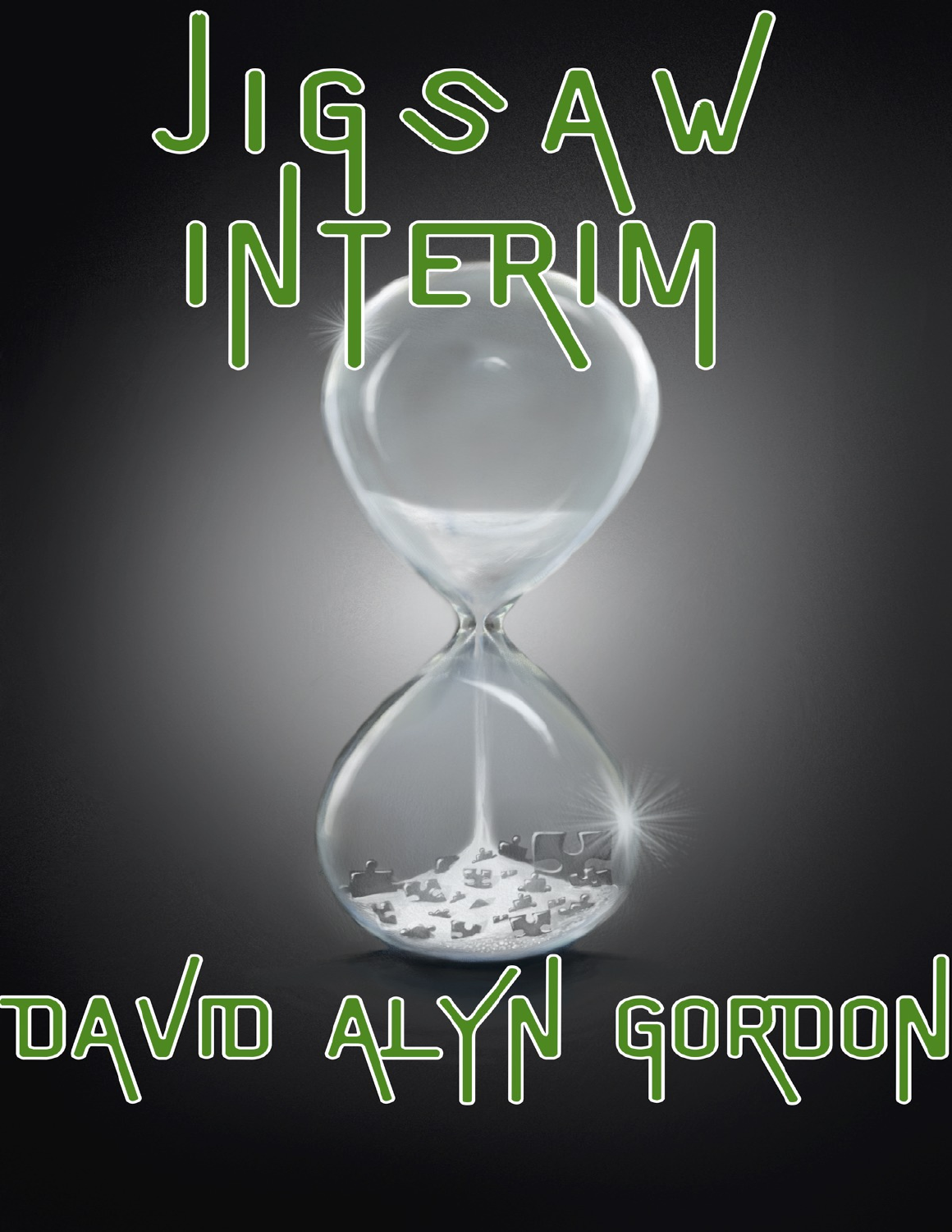# Jigsaw Interim

David Alyn Gordon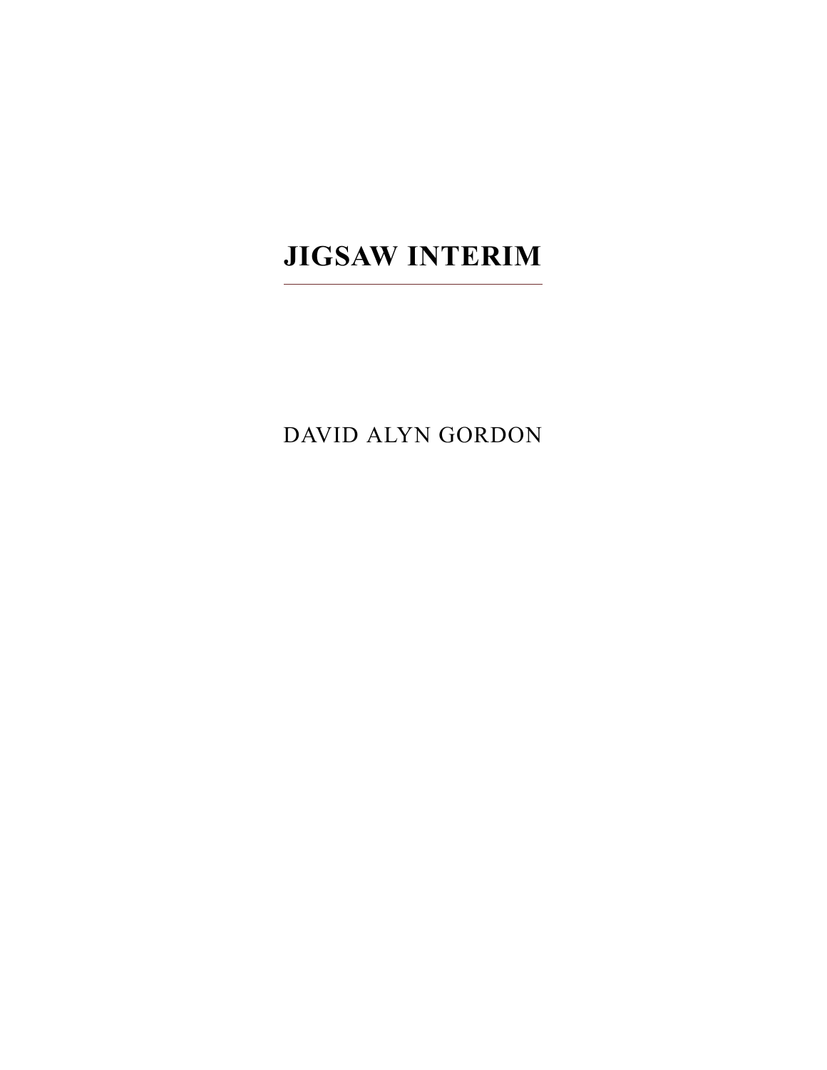# JIGSAW INTERIM

DAVID ALYN GORDON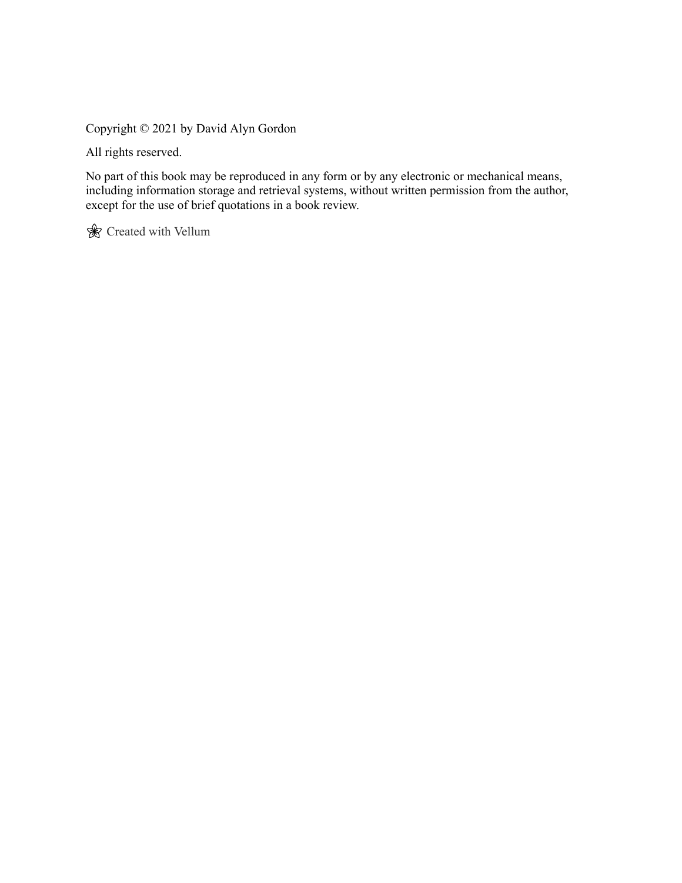Copyright © 2021 by David Alyn Gordon

All rights reserved.

No part of this book may be reproduced in any form or by any electronic or mechanical means, including information storage and retrieval systems, without written permission from the author, except for the use of brief quotations in a book review.

Created with Vellum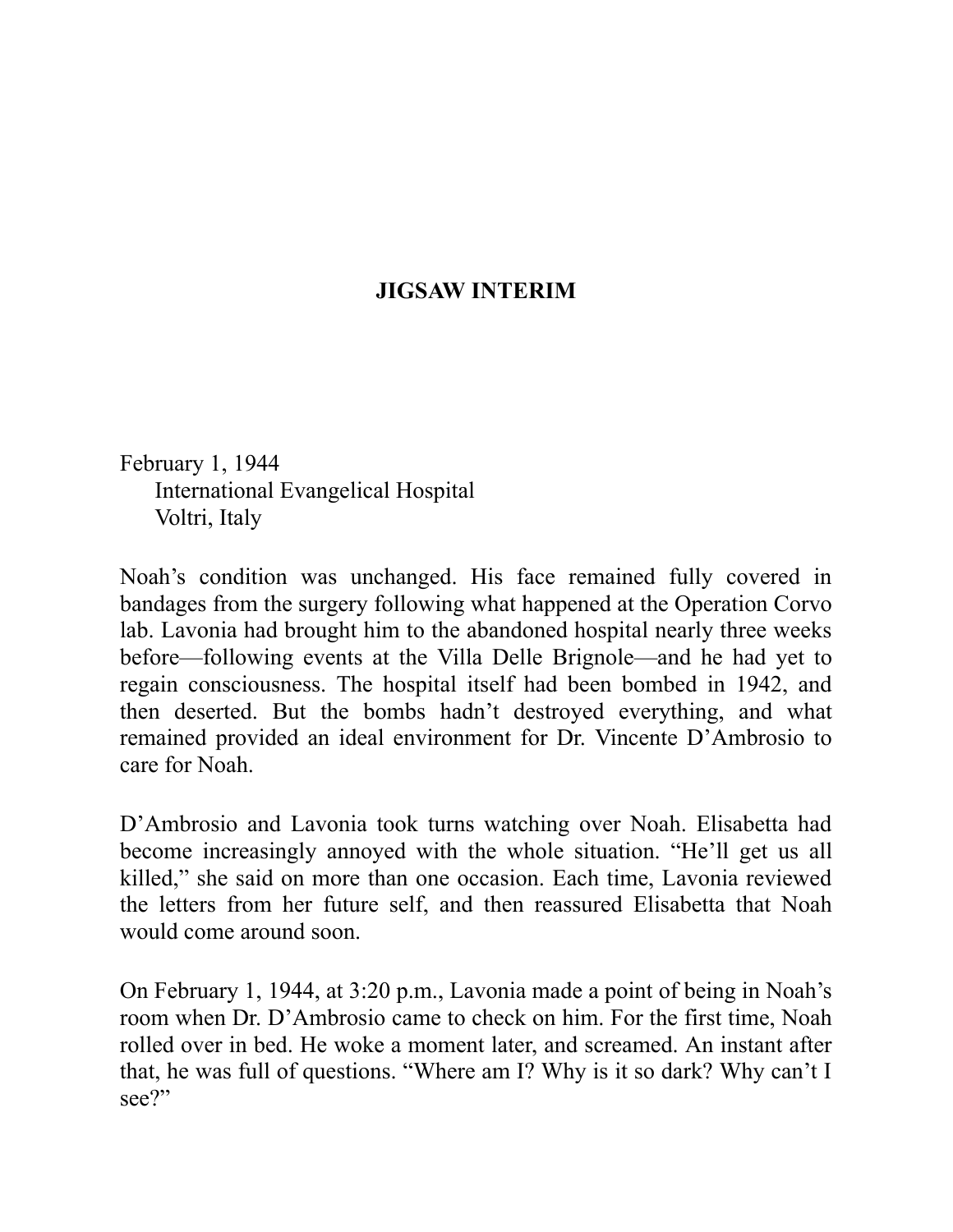## JIGSAW INTERIM

February 1, 1944
International Evangelical Hospital
Voltri, Italy

Noah's condition was unchanged. His face remained fully covered in bandages from the surgery following what happened at the Operation Corvo lab. Lavonia had brought him to the abandoned hospital nearly three weeks before—following events at the Villa Delle Brignole—and he had yet to regain consciousness. The hospital itself had been bombed in 1942, and then deserted. But the bombs hadn't destroyed everything, and what remained provided an ideal environment for Dr. Vincente D'Ambrosio to care for Noah.

D'Ambrosio and Lavonia took turns watching over Noah. Elisabetta had become increasingly annoyed with the whole situation. "He'll get us all killed," she said on more than one occasion. Each time, Lavonia reviewed the letters from her future self, and then reassured Elisabetta that Noah would come around soon.

On February 1, 1944, at 3:20 p.m., Lavonia made a point of being in Noah's room when Dr. D'Ambrosio came to check on him. For the first time, Noah rolled over in bed. He woke a moment later, and screamed. An instant after that, he was full of questions. "Where am I? Why is it so dark? Why can't I see?"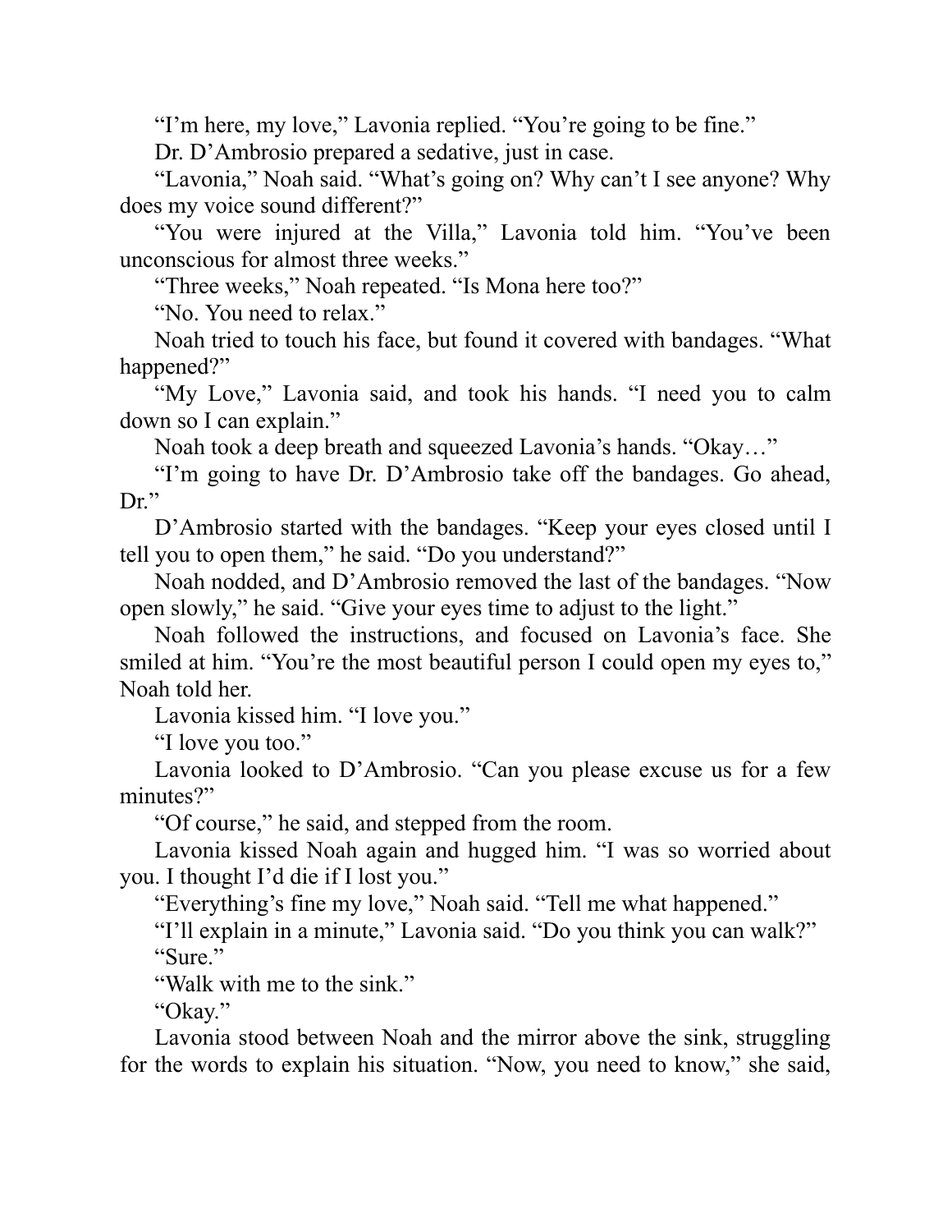"I'm here, my love," Lavonia replied. "You're going to be fine."

Dr. D'Ambrosio prepared a sedative, just in case.

"Lavonia," Noah said. "What's going on? Why can't I see anyone? Why does my voice sound different?"

"You were injured at the Villa," Lavonia told him. "You've been unconscious for almost three weeks."

"Three weeks," Noah repeated. "Is Mona here too?"

"No. You need to relax."

Noah tried to touch his face, but found it covered with bandages. "What happened?"

"My Love," Lavonia said, and took his hands. "I need you to calm down so I can explain."

Noah took a deep breath and squeezed Lavonia's hands. "Okay…"

"I'm going to have Dr. D'Ambrosio take off the bandages. Go ahead, Dr."

D'Ambrosio started with the bandages. "Keep your eyes closed until I tell you to open them," he said. "Do you understand?"

Noah nodded, and D'Ambrosio removed the last of the bandages. "Now open slowly," he said. "Give your eyes time to adjust to the light."

Noah followed the instructions, and focused on Lavonia's face. She smiled at him. "You're the most beautiful person I could open my eyes to," Noah told her.

Lavonia kissed him. "I love you."

"I love you too."

Lavonia looked to D'Ambrosio. "Can you please excuse us for a few minutes?"

"Of course," he said, and stepped from the room.

Lavonia kissed Noah again and hugged him. "I was so worried about you. I thought I'd die if I lost you."

"Everything's fine my love," Noah said. "Tell me what happened."

"I'll explain in a minute," Lavonia said. "Do you think you can walk?"

"Sure."

"Walk with me to the sink."

"Okay."

Lavonia stood between Noah and the mirror above the sink, struggling for the words to explain his situation. "Now, you need to know," she said,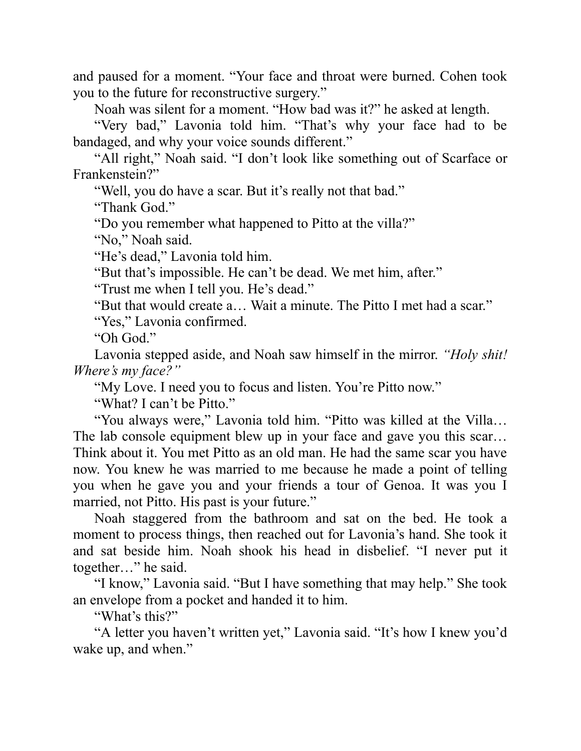and paused for a moment. “Your face and throat were burned. Cohen took you to the future for reconstructive surgery.”

Noah was silent for a moment. “How bad was it?” he asked at length.

“Very bad,” Lavonia told him. “That’s why your face had to be bandaged, and why your voice sounds different.”

“All right,” Noah said. “I don’t look like something out of Scarface or Frankenstein?”

“Well, you do have a scar. But it’s really not that bad.”

“Thank God.”

“Do you remember what happened to Pitto at the villa?”

“No,” Noah said.

“He’s dead,” Lavonia told him.

“But that’s impossible. He can’t be dead. We met him, after.”

“Trust me when I tell you. He’s dead.”

“But that would create a… Wait a minute. The Pitto I met had a scar.”

“Yes,” Lavonia confirmed.

“Oh God.”

Lavonia stepped aside, and Noah saw himself in the mirror. *“Holy shit! Where’s my face?”*

“My Love. I need you to focus and listen. You’re Pitto now.”

“What? I can’t be Pitto.”

“You always were,” Lavonia told him. “Pitto was killed at the Villa… The lab console equipment blew up in your face and gave you this scar… Think about it. You met Pitto as an old man. He had the same scar you have now. You knew he was married to me because he made a point of telling you when he gave you and your friends a tour of Genoa. It was you I married, not Pitto. His past is your future.”

Noah staggered from the bathroom and sat on the bed. He took a moment to process things, then reached out for Lavonia’s hand. She took it and sat beside him. Noah shook his head in disbelief. “I never put it together…” he said.

“I know,” Lavonia said. “But I have something that may help.” She took an envelope from a pocket and handed it to him.

“What’s this?”

“A letter you haven’t written yet,” Lavonia said. “It’s how I knew you’d wake up, and when.”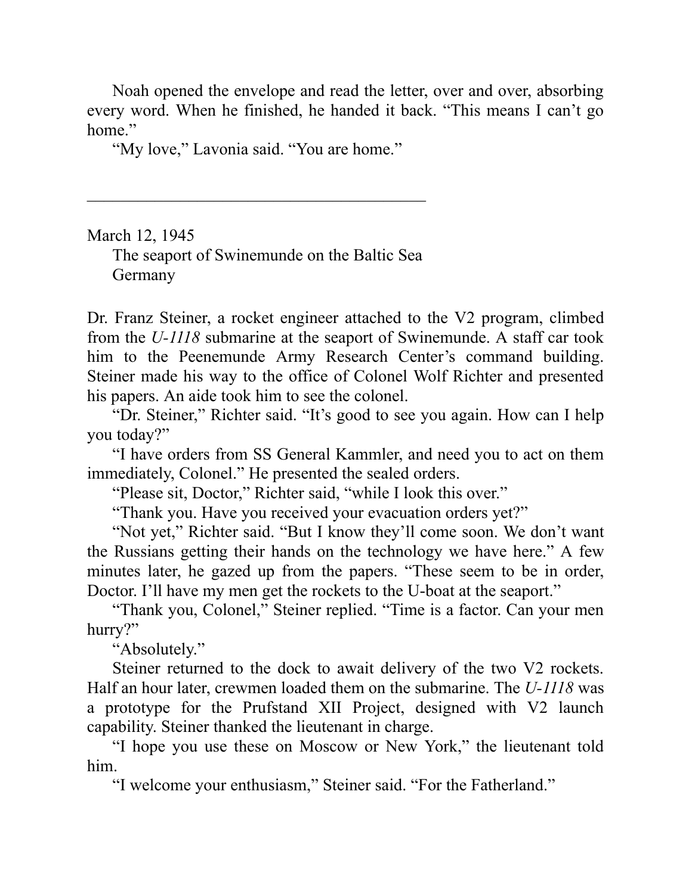Noah opened the envelope and read the letter, over and over, absorbing every word. When he finished, he handed it back. "This means I can't go home."

"My love," Lavonia said. "You are home."

---

March 12, 1945

The seaport of Swinemunde on the Baltic Sea

Germany

Dr. Franz Steiner, a rocket engineer attached to the V2 program, climbed from the *U-1118* submarine at the seaport of Swinemunde. A staff car took him to the Peenemunde Army Research Center's command building. Steiner made his way to the office of Colonel Wolf Richter and presented his papers. An aide took him to see the colonel.

"Dr. Steiner," Richter said. "It's good to see you again. How can I help you today?"

"I have orders from SS General Kammler, and need you to act on them immediately, Colonel." He presented the sealed orders.

"Please sit, Doctor," Richter said, "while I look this over."

"Thank you. Have you received your evacuation orders yet?"

"Not yet," Richter said. "But I know they'll come soon. We don't want the Russians getting their hands on the technology we have here." A few minutes later, he gazed up from the papers. "These seem to be in order, Doctor. I'll have my men get the rockets to the U-boat at the seaport."

"Thank you, Colonel," Steiner replied. "Time is a factor. Can your men hurry?"

"Absolutely."

Steiner returned to the dock to await delivery of the two V2 rockets. Half an hour later, crewmen loaded them on the submarine. The *U-1118* was a prototype for the Prufstand XII Project, designed with V2 launch capability. Steiner thanked the lieutenant in charge.

"I hope you use these on Moscow or New York," the lieutenant told him.

"I welcome your enthusiasm," Steiner said. "For the Fatherland."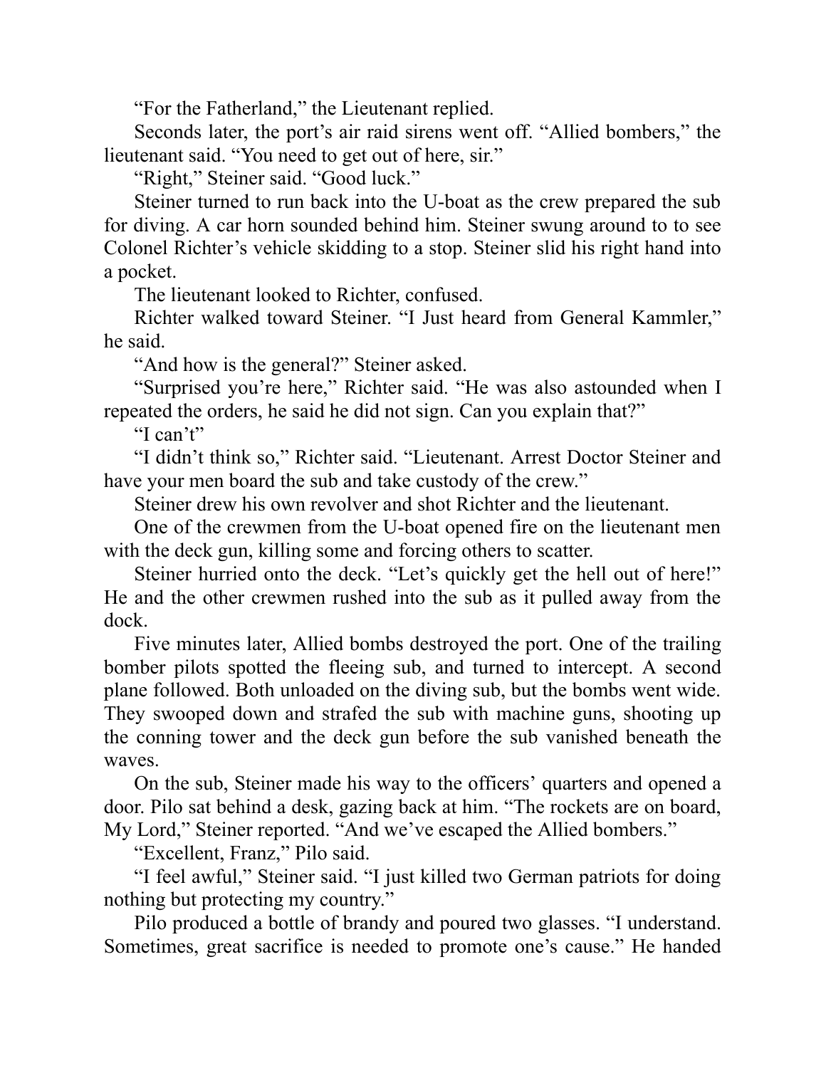"For the Fatherland," the Lieutenant replied.

Seconds later, the port's air raid sirens went off. "Allied bombers," the lieutenant said. "You need to get out of here, sir."

"Right," Steiner said. "Good luck."

Steiner turned to run back into the U-boat as the crew prepared the sub for diving. A car horn sounded behind him. Steiner swung around to to see Colonel Richter's vehicle skidding to a stop. Steiner slid his right hand into a pocket.

The lieutenant looked to Richter, confused.

Richter walked toward Steiner. "I Just heard from General Kammler," he said.

"And how is the general?" Steiner asked.

"Surprised you're here," Richter said. "He was also astounded when I repeated the orders, he said he did not sign. Can you explain that?"

"I can't"

"I didn't think so," Richter said. "Lieutenant. Arrest Doctor Steiner and have your men board the sub and take custody of the crew."

Steiner drew his own revolver and shot Richter and the lieutenant.

One of the crewmen from the U-boat opened fire on the lieutenant men with the deck gun, killing some and forcing others to scatter.

Steiner hurried onto the deck. "Let's quickly get the hell out of here!" He and the other crewmen rushed into the sub as it pulled away from the dock.

Five minutes later, Allied bombs destroyed the port. One of the trailing bomber pilots spotted the fleeing sub, and turned to intercept. A second plane followed. Both unloaded on the diving sub, but the bombs went wide. They swooped down and strafed the sub with machine guns, shooting up the conning tower and the deck gun before the sub vanished beneath the waves.

On the sub, Steiner made his way to the officers' quarters and opened a door. Pilo sat behind a desk, gazing back at him. "The rockets are on board, My Lord," Steiner reported. "And we've escaped the Allied bombers."

"Excellent, Franz," Pilo said.

"I feel awful," Steiner said. "I just killed two German patriots for doing nothing but protecting my country."

Pilo produced a bottle of brandy and poured two glasses. "I understand. Sometimes, great sacrifice is needed to promote one's cause." He handed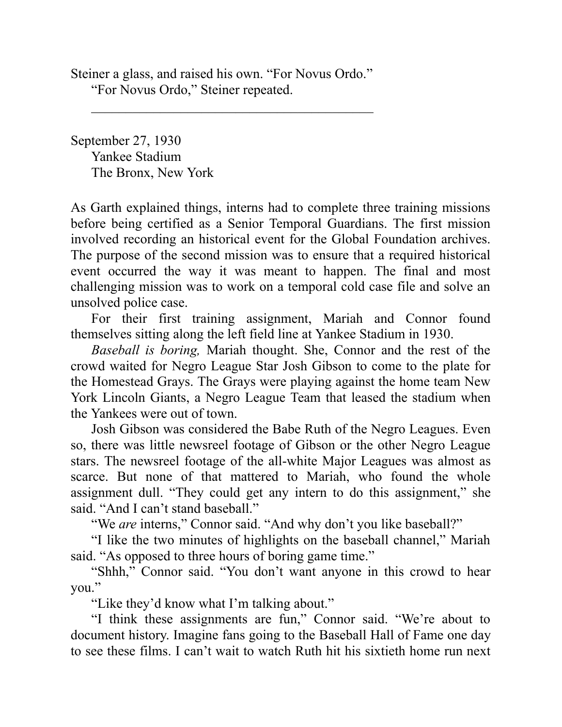Steiner a glass, and raised his own. "For Novus Ordo."

"For Novus Ordo," Steiner repeated.

---

September 27, 1930
Yankee Stadium
The Bronx, New York

As Garth explained things, interns had to complete three training missions before being certified as a Senior Temporal Guardians. The first mission involved recording an historical event for the Global Foundation archives. The purpose of the second mission was to ensure that a required historical event occurred the way it was meant to happen. The final and most challenging mission was to work on a temporal cold case file and solve an unsolved police case.

For their first training assignment, Mariah and Connor found themselves sitting along the left field line at Yankee Stadium in 1930.

*Baseball is boring,* Mariah thought. She, Connor and the rest of the crowd waited for Negro League Star Josh Gibson to come to the plate for the Homestead Grays. The Grays were playing against the home team New York Lincoln Giants, a Negro League Team that leased the stadium when the Yankees were out of town.

Josh Gibson was considered the Babe Ruth of the Negro Leagues. Even so, there was little newsreel footage of Gibson or the other Negro League stars. The newsreel footage of the all-white Major Leagues was almost as scarce. But none of that mattered to Mariah, who found the whole assignment dull. "They could get any intern to do this assignment," she said. "And I can't stand baseball."

"We *are* interns," Connor said. "And why don't you like baseball?"

"I like the two minutes of highlights on the baseball channel," Mariah said. "As opposed to three hours of boring game time."

"Shhh," Connor said. "You don't want anyone in this crowd to hear you."

"Like they'd know what I'm talking about."

"I think these assignments are fun," Connor said. "We're about to document history. Imagine fans going to the Baseball Hall of Fame one day to see these films. I can't wait to watch Ruth hit his sixtieth home run next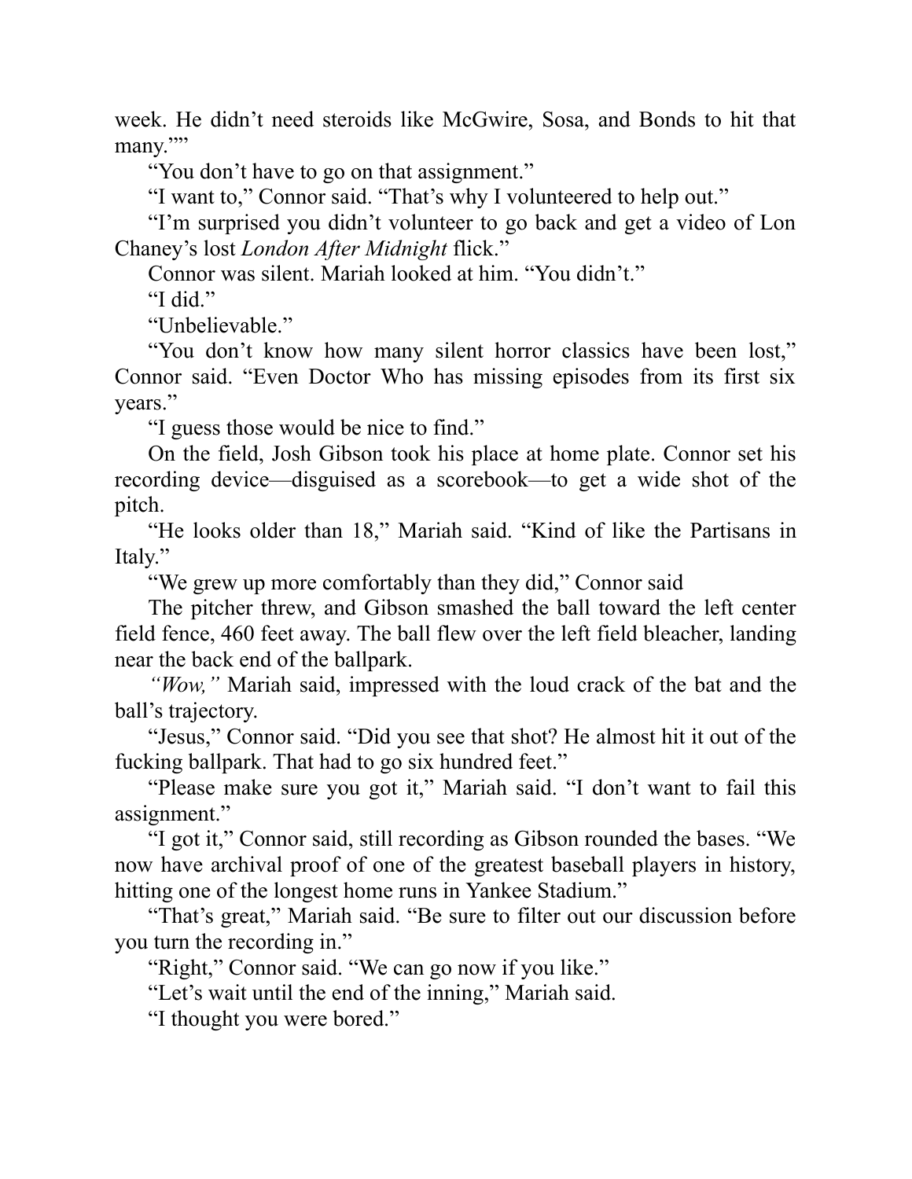week. He didn't need steroids like McGwire, Sosa, and Bonds to hit that many.""

"You don't have to go on that assignment."

"I want to," Connor said. "That's why I volunteered to help out."

"I'm surprised you didn't volunteer to go back and get a video of Lon Chaney's lost *London After Midnight* flick."

Connor was silent. Mariah looked at him. "You didn't."

"I did."

"Unbelievable."

"You don't know how many silent horror classics have been lost," Connor said. "Even Doctor Who has missing episodes from its first six years."

"I guess those would be nice to find."

On the field, Josh Gibson took his place at home plate. Connor set his recording device—disguised as a scorebook—to get a wide shot of the pitch.

"He looks older than 18," Mariah said. "Kind of like the Partisans in Italy."

"We grew up more comfortably than they did," Connor said

The pitcher threw, and Gibson smashed the ball toward the left center field fence, 460 feet away. The ball flew over the left field bleacher, landing near the back end of the ballpark.

*"Wow,"* Mariah said, impressed with the loud crack of the bat and the ball's trajectory.

"Jesus," Connor said. "Did you see that shot? He almost hit it out of the fucking ballpark. That had to go six hundred feet."

"Please make sure you got it," Mariah said. "I don't want to fail this assignment."

"I got it," Connor said, still recording as Gibson rounded the bases. "We now have archival proof of one of the greatest baseball players in history, hitting one of the longest home runs in Yankee Stadium."

"That's great," Mariah said. "Be sure to filter out our discussion before you turn the recording in."

"Right," Connor said. "We can go now if you like."

"Let's wait until the end of the inning," Mariah said.

"I thought you were bored."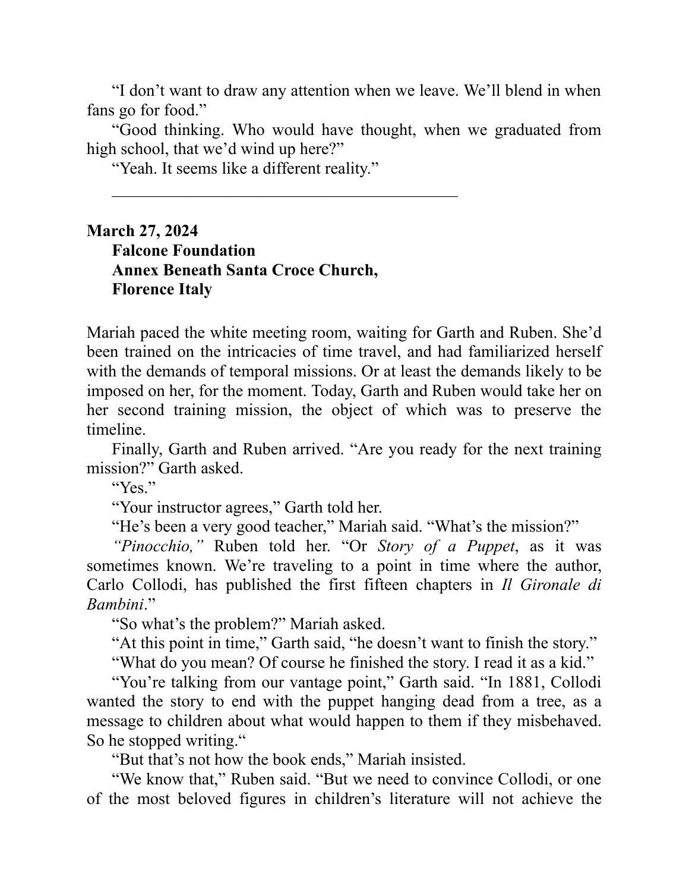"I don't want to draw any attention when we leave. We'll blend in when fans go for food."

"Good thinking. Who would have thought, when we graduated from high school, that we'd wind up here?"

"Yeah. It seems like a different reality."

---

**March 27, 2024**
**Falcone Foundation**
**Annex Beneath Santa Croce Church,**
**Florence Italy**

Mariah paced the white meeting room, waiting for Garth and Ruben. She'd been trained on the intricacies of time travel, and had familiarized herself with the demands of temporal missions. Or at least the demands likely to be imposed on her, for the moment. Today, Garth and Ruben would take her on her second training mission, the object of which was to preserve the timeline.

Finally, Garth and Ruben arrived. "Are you ready for the next training mission?" Garth asked.

"Yes."

"Your instructor agrees," Garth told her.

"He's been a very good teacher," Mariah said. "What's the mission?"

*"Pinocchio,"* Ruben told her. "Or *Story of a Puppet*, as it was sometimes known. We're traveling to a point in time where the author, Carlo Collodi, has published the first fifteen chapters in *Il Gironale di Bambini*."

"So what's the problem?" Mariah asked.

"At this point in time," Garth said, "he doesn't want to finish the story."

"What do you mean? Of course he finished the story. I read it as a kid."

"You're talking from our vantage point," Garth said. "In 1881, Collodi wanted the story to end with the puppet hanging dead from a tree, as a message to children about what would happen to them if they misbehaved. So he stopped writing."

"But that's not how the book ends," Mariah insisted.

"We know that," Ruben said. "But we need to convince Collodi, or one of the most beloved figures in children's literature will not achieve the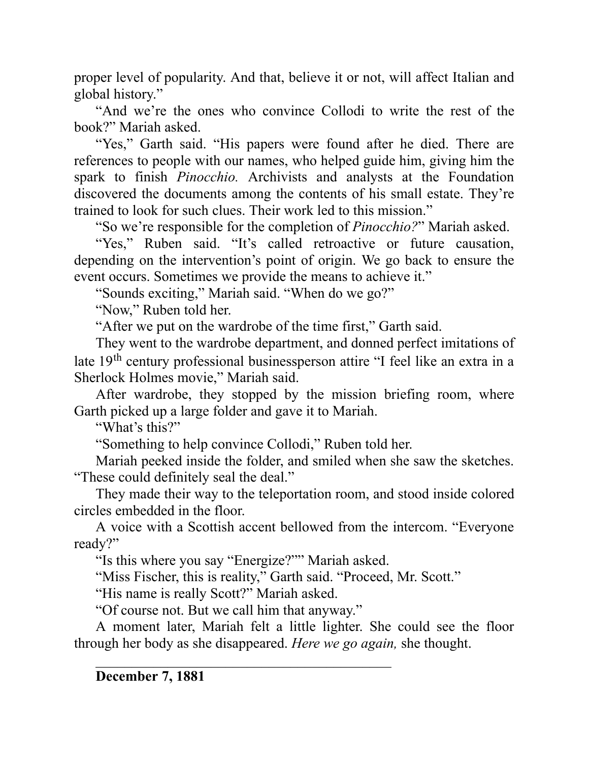proper level of popularity. And that, believe it or not, will affect Italian and global history."

"And we're the ones who convince Collodi to write the rest of the book?" Mariah asked.

"Yes," Garth said. "His papers were found after he died. There are references to people with our names, who helped guide him, giving him the spark to finish *Pinocchio.* Archivists and analysts at the Foundation discovered the documents among the contents of his small estate. They're trained to look for such clues. Their work led to this mission."

"So we're responsible for the completion of *Pinocchio?*" Mariah asked.

"Yes," Ruben said. "It's called retroactive or future causation, depending on the intervention's point of origin. We go back to ensure the event occurs. Sometimes we provide the means to achieve it."

"Sounds exciting," Mariah said. "When do we go?"

"Now," Ruben told her.

"After we put on the wardrobe of the time first," Garth said.

They went to the wardrobe department, and donned perfect imitations of late 19th century professional businessperson attire "I feel like an extra in a Sherlock Holmes movie," Mariah said.

After wardrobe, they stopped by the mission briefing room, where Garth picked up a large folder and gave it to Mariah.

"What's this?"

"Something to help convince Collodi," Ruben told her.

Mariah peeked inside the folder, and smiled when she saw the sketches. "These could definitely seal the deal."

They made their way to the teleportation room, and stood inside colored circles embedded in the floor.

A voice with a Scottish accent bellowed from the intercom. "Everyone ready?"

"Is this where you say "Energize?"" Mariah asked.

"Miss Fischer, this is reality," Garth said. "Proceed, Mr. Scott."

"His name is really Scott?" Mariah asked.

"Of course not. But we call him that anyway."

A moment later, Mariah felt a little lighter. She could see the floor through her body as she disappeared. *Here we go again,* she thought.

---

**December 7, 1881**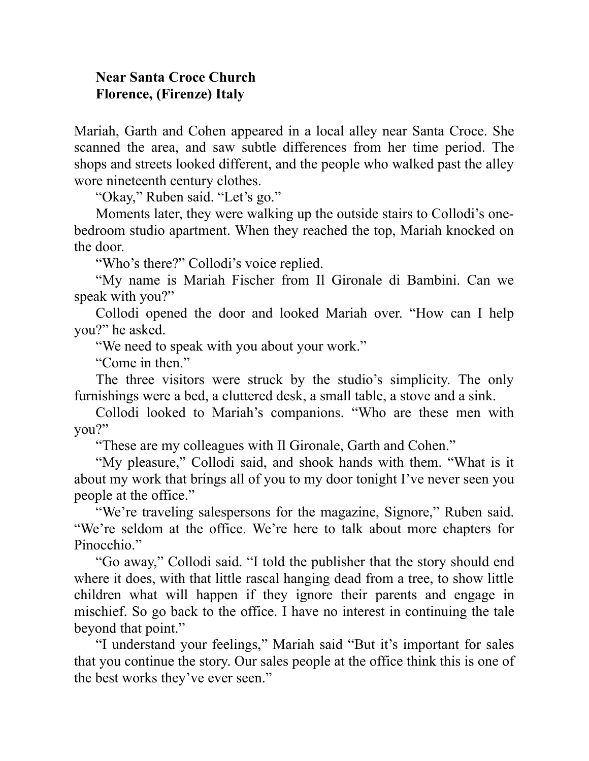**Near Santa Croce Church**
**Florence, (Firenze) Italy**

Mariah, Garth and Cohen appeared in a local alley near Santa Croce. She scanned the area, and saw subtle differences from her time period. The shops and streets looked different, and the people who walked past the alley wore nineteenth century clothes.

"Okay," Ruben said. "Let's go."

Moments later, they were walking up the outside stairs to Collodi's one-bedroom studio apartment. When they reached the top, Mariah knocked on the door.

"Who's there?" Collodi's voice replied.

"My name is Mariah Fischer from Il Gironale di Bambini. Can we speak with you?"

Collodi opened the door and looked Mariah over. "How can I help you?" he asked.

"We need to speak with you about your work."

"Come in then."

The three visitors were struck by the studio's simplicity. The only furnishings were a bed, a cluttered desk, a small table, a stove and a sink.

Collodi looked to Mariah's companions. "Who are these men with you?"

"These are my colleagues with Il Gironale, Garth and Cohen."

"My pleasure," Collodi said, and shook hands with them. "What is it about my work that brings all of you to my door tonight I've never seen you people at the office."

"We're traveling salespersons for the magazine, Signore," Ruben said. "We're seldom at the office. We're here to talk about more chapters for Pinocchio."

"Go away," Collodi said. "I told the publisher that the story should end where it does, with that little rascal hanging dead from a tree, to show little children what will happen if they ignore their parents and engage in mischief. So go back to the office. I have no interest in continuing the tale beyond that point."

"I understand your feelings," Mariah said "But it's important for sales that you continue the story. Our sales people at the office think this is one of the best works they've ever seen."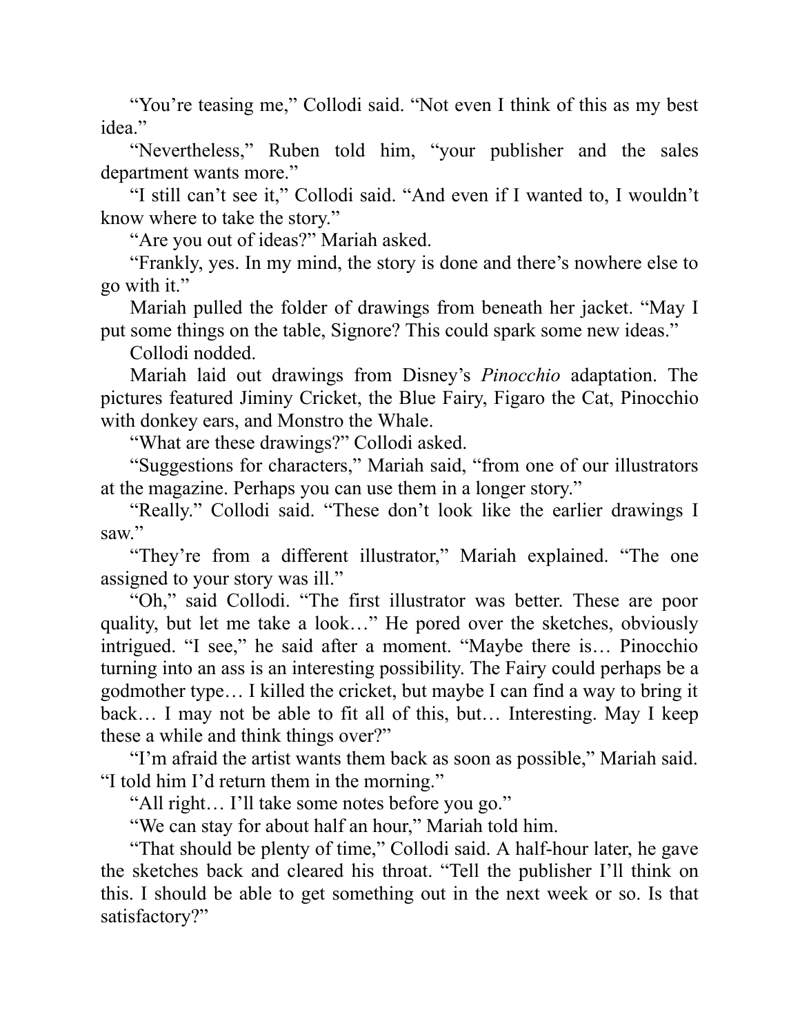"You're teasing me," Collodi said. "Not even I think of this as my best idea."

"Nevertheless," Ruben told him, "your publisher and the sales department wants more."

"I still can't see it," Collodi said. "And even if I wanted to, I wouldn't know where to take the story."

"Are you out of ideas?" Mariah asked.

"Frankly, yes. In my mind, the story is done and there's nowhere else to go with it."

Mariah pulled the folder of drawings from beneath her jacket. "May I put some things on the table, Signore? This could spark some new ideas."

Collodi nodded.

Mariah laid out drawings from Disney's *Pinocchio* adaptation. The pictures featured Jiminy Cricket, the Blue Fairy, Figaro the Cat, Pinocchio with donkey ears, and Monstro the Whale.

"What are these drawings?" Collodi asked.

"Suggestions for characters," Mariah said, "from one of our illustrators at the magazine. Perhaps you can use them in a longer story."

"Really." Collodi said. "These don't look like the earlier drawings I saw."

"They're from a different illustrator," Mariah explained. "The one assigned to your story was ill."

"Oh," said Collodi. "The first illustrator was better. These are poor quality, but let me take a look…" He pored over the sketches, obviously intrigued. "I see," he said after a moment. "Maybe there is… Pinocchio turning into an ass is an interesting possibility. The Fairy could perhaps be a godmother type… I killed the cricket, but maybe I can find a way to bring it back… I may not be able to fit all of this, but… Interesting. May I keep these a while and think things over?"

"I'm afraid the artist wants them back as soon as possible," Mariah said. "I told him I'd return them in the morning."

"All right… I'll take some notes before you go."

"We can stay for about half an hour," Mariah told him.

"That should be plenty of time," Collodi said. A half-hour later, he gave the sketches back and cleared his throat. "Tell the publisher I'll think on this. I should be able to get something out in the next week or so. Is that satisfactory?"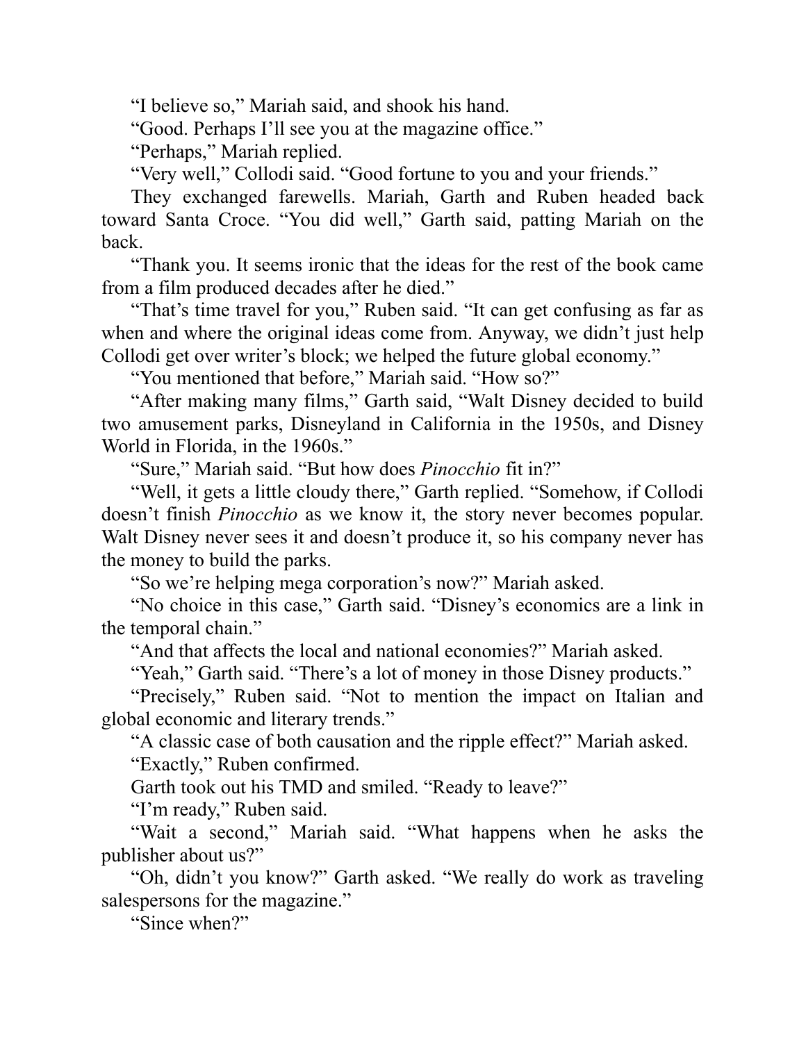"I believe so," Mariah said, and shook his hand.

"Good. Perhaps I'll see you at the magazine office."

"Perhaps," Mariah replied.

"Very well," Collodi said. "Good fortune to you and your friends."

They exchanged farewells. Mariah, Garth and Ruben headed back toward Santa Croce. "You did well," Garth said, patting Mariah on the back.

"Thank you. It seems ironic that the ideas for the rest of the book came from a film produced decades after he died."

"That's time travel for you," Ruben said. "It can get confusing as far as when and where the original ideas come from. Anyway, we didn't just help Collodi get over writer's block; we helped the future global economy."

"You mentioned that before," Mariah said. "How so?"

"After making many films," Garth said, "Walt Disney decided to build two amusement parks, Disneyland in California in the 1950s, and Disney World in Florida, in the 1960s."

"Sure," Mariah said. "But how does *Pinocchio* fit in?"

"Well, it gets a little cloudy there," Garth replied. "Somehow, if Collodi doesn't finish *Pinocchio* as we know it, the story never becomes popular. Walt Disney never sees it and doesn't produce it, so his company never has the money to build the parks.

"So we're helping mega corporation's now?" Mariah asked.

"No choice in this case," Garth said. "Disney's economics are a link in the temporal chain."

"And that affects the local and national economies?" Mariah asked.

"Yeah," Garth said. "There's a lot of money in those Disney products."

"Precisely," Ruben said. "Not to mention the impact on Italian and global economic and literary trends."

"A classic case of both causation and the ripple effect?" Mariah asked.

"Exactly," Ruben confirmed.

Garth took out his TMD and smiled. "Ready to leave?"

"I'm ready," Ruben said.

"Wait a second," Mariah said. "What happens when he asks the publisher about us?"

"Oh, didn't you know?" Garth asked. "We really do work as traveling salespersons for the magazine."

"Since when?"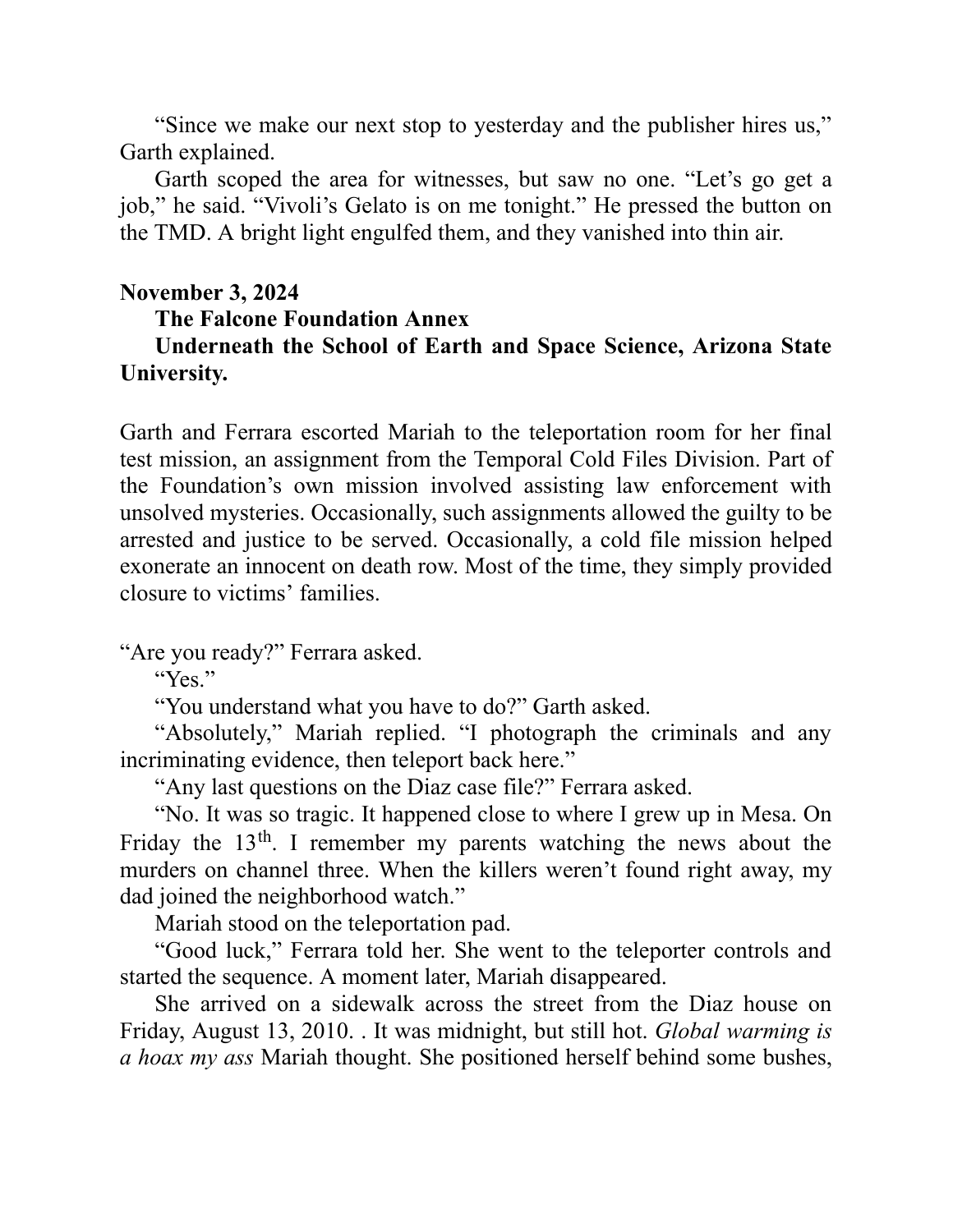"Since we make our next stop to yesterday and the publisher hires us," Garth explained.

Garth scoped the area for witnesses, but saw no one. "Let's go get a job," he said. "Vivoli's Gelato is on me tonight." He pressed the button on the TMD. A bright light engulfed them, and they vanished into thin air.

**November 3, 2024**

**The Falcone Foundation Annex**

**Underneath the School of Earth and Space Science, Arizona State University.**

Garth and Ferrara escorted Mariah to the teleportation room for her final test mission, an assignment from the Temporal Cold Files Division. Part of the Foundation's own mission involved assisting law enforcement with unsolved mysteries. Occasionally, such assignments allowed the guilty to be arrested and justice to be served. Occasionally, a cold file mission helped exonerate an innocent on death row. Most of the time, they simply provided closure to victims' families.

"Are you ready?" Ferrara asked.

"Yes."

"You understand what you have to do?" Garth asked.

"Absolutely," Mariah replied. "I photograph the criminals and any incriminating evidence, then teleport back here."

"Any last questions on the Diaz case file?" Ferrara asked.

"No. It was so tragic. It happened close to where I grew up in Mesa. On Friday the 13th. I remember my parents watching the news about the murders on channel three. When the killers weren't found right away, my dad joined the neighborhood watch."

Mariah stood on the teleportation pad.

"Good luck," Ferrara told her. She went to the teleporter controls and started the sequence. A moment later, Mariah disappeared.

She arrived on a sidewalk across the street from the Diaz house on Friday, August 13, 2010. . It was midnight, but still hot. *Global warming is a hoax my ass* Mariah thought. She positioned herself behind some bushes,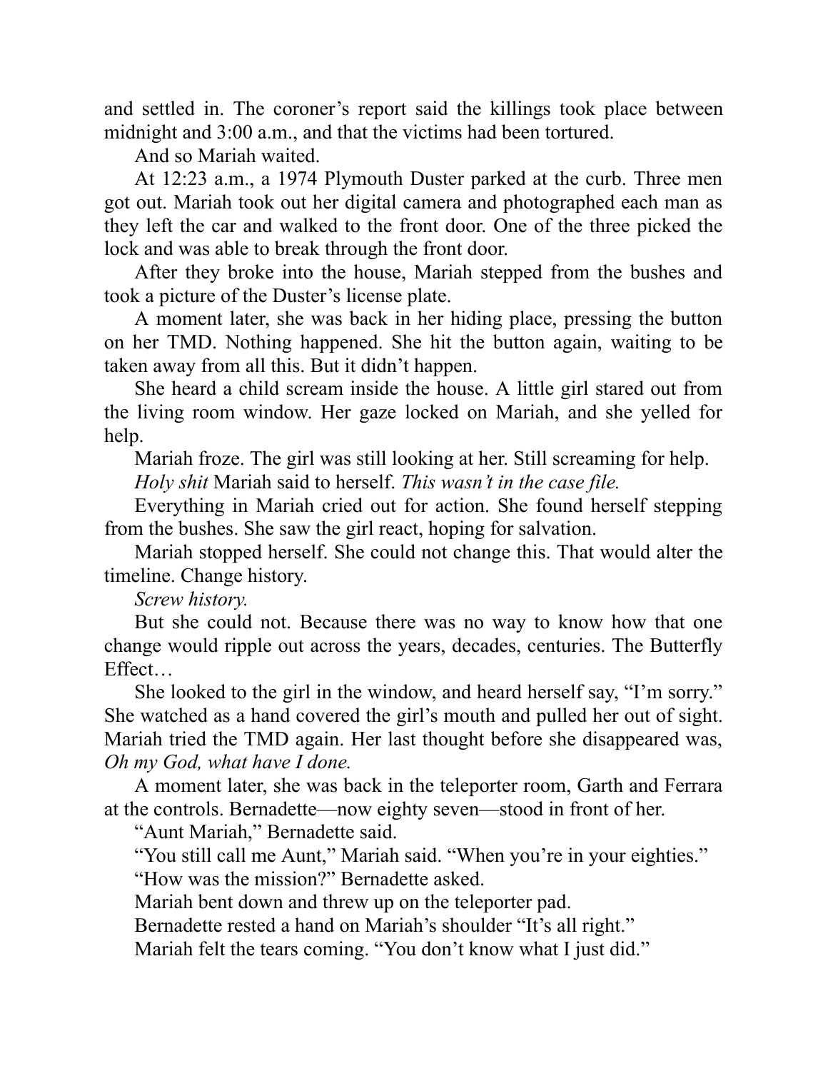and settled in. The coroner's report said the killings took place between midnight and 3:00 a.m., and that the victims had been tortured.

And so Mariah waited.

At 12:23 a.m., a 1974 Plymouth Duster parked at the curb. Three men got out. Mariah took out her digital camera and photographed each man as they left the car and walked to the front door. One of the three picked the lock and was able to break through the front door.

After they broke into the house, Mariah stepped from the bushes and took a picture of the Duster's license plate.

A moment later, she was back in her hiding place, pressing the button on her TMD. Nothing happened. She hit the button again, waiting to be taken away from all this. But it didn't happen.

She heard a child scream inside the house. A little girl stared out from the living room window. Her gaze locked on Mariah, and she yelled for help.

Mariah froze. The girl was still looking at her. Still screaming for help.

*Holy shit* Mariah said to herself. *This wasn't in the case file.*

Everything in Mariah cried out for action. She found herself stepping from the bushes. She saw the girl react, hoping for salvation.

Mariah stopped herself. She could not change this. That would alter the timeline. Change history.

*Screw history.*

But she could not. Because there was no way to know how that one change would ripple out across the years, decades, centuries. The Butterfly Effect…

She looked to the girl in the window, and heard herself say, "I'm sorry." She watched as a hand covered the girl's mouth and pulled her out of sight. Mariah tried the TMD again. Her last thought before she disappeared was, *Oh my God, what have I done.*

A moment later, she was back in the teleporter room, Garth and Ferrara at the controls. Bernadette—now eighty seven—stood in front of her.

"Aunt Mariah," Bernadette said.

"You still call me Aunt," Mariah said. "When you're in your eighties."

"How was the mission?" Bernadette asked.

Mariah bent down and threw up on the teleporter pad.

Bernadette rested a hand on Mariah's shoulder "It's all right."

Mariah felt the tears coming. "You don't know what I just did."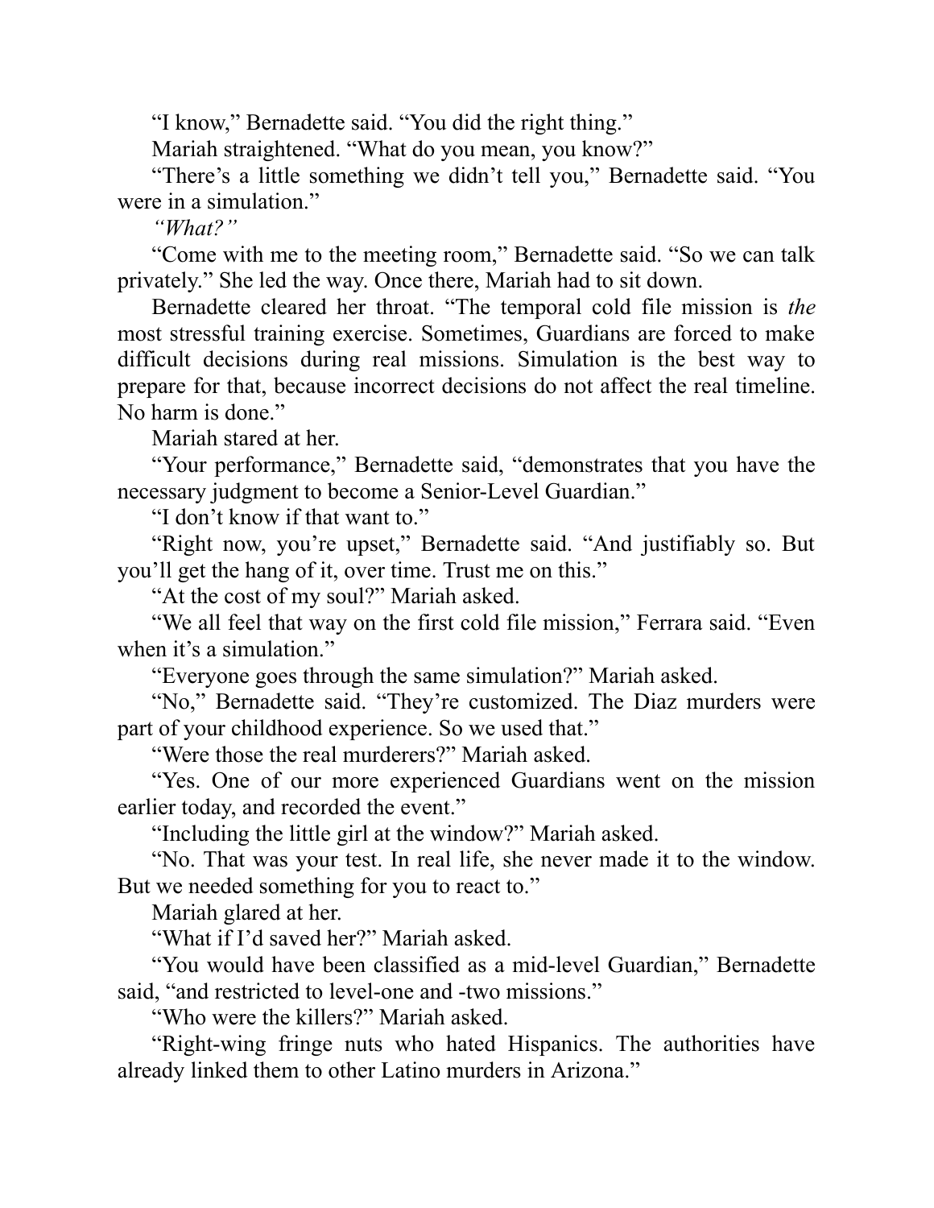"I know," Bernadette said. "You did the right thing."

Mariah straightened. "What do you mean, you know?"

"There's a little something we didn't tell you," Bernadette said. "You were in a simulation."

*"What?"*

"Come with me to the meeting room," Bernadette said. "So we can talk privately." She led the way. Once there, Mariah had to sit down.

Bernadette cleared her throat. "The temporal cold file mission is *the* most stressful training exercise. Sometimes, Guardians are forced to make difficult decisions during real missions. Simulation is the best way to prepare for that, because incorrect decisions do not affect the real timeline. No harm is done."

Mariah stared at her.

"Your performance," Bernadette said, "demonstrates that you have the necessary judgment to become a Senior-Level Guardian."

"I don't know if that want to."

"Right now, you're upset," Bernadette said. "And justifiably so. But you'll get the hang of it, over time. Trust me on this."

"At the cost of my soul?" Mariah asked.

"We all feel that way on the first cold file mission," Ferrara said. "Even when it's a simulation."

"Everyone goes through the same simulation?" Mariah asked.

"No," Bernadette said. "They're customized. The Diaz murders were part of your childhood experience. So we used that."

"Were those the real murderers?" Mariah asked.

"Yes. One of our more experienced Guardians went on the mission earlier today, and recorded the event."

"Including the little girl at the window?" Mariah asked.

"No. That was your test. In real life, she never made it to the window. But we needed something for you to react to."

Mariah glared at her.

"What if I'd saved her?" Mariah asked.

"You would have been classified as a mid-level Guardian," Bernadette said, "and restricted to level-one and -two missions."

"Who were the killers?" Mariah asked.

"Right-wing fringe nuts who hated Hispanics. The authorities have already linked them to other Latino murders in Arizona."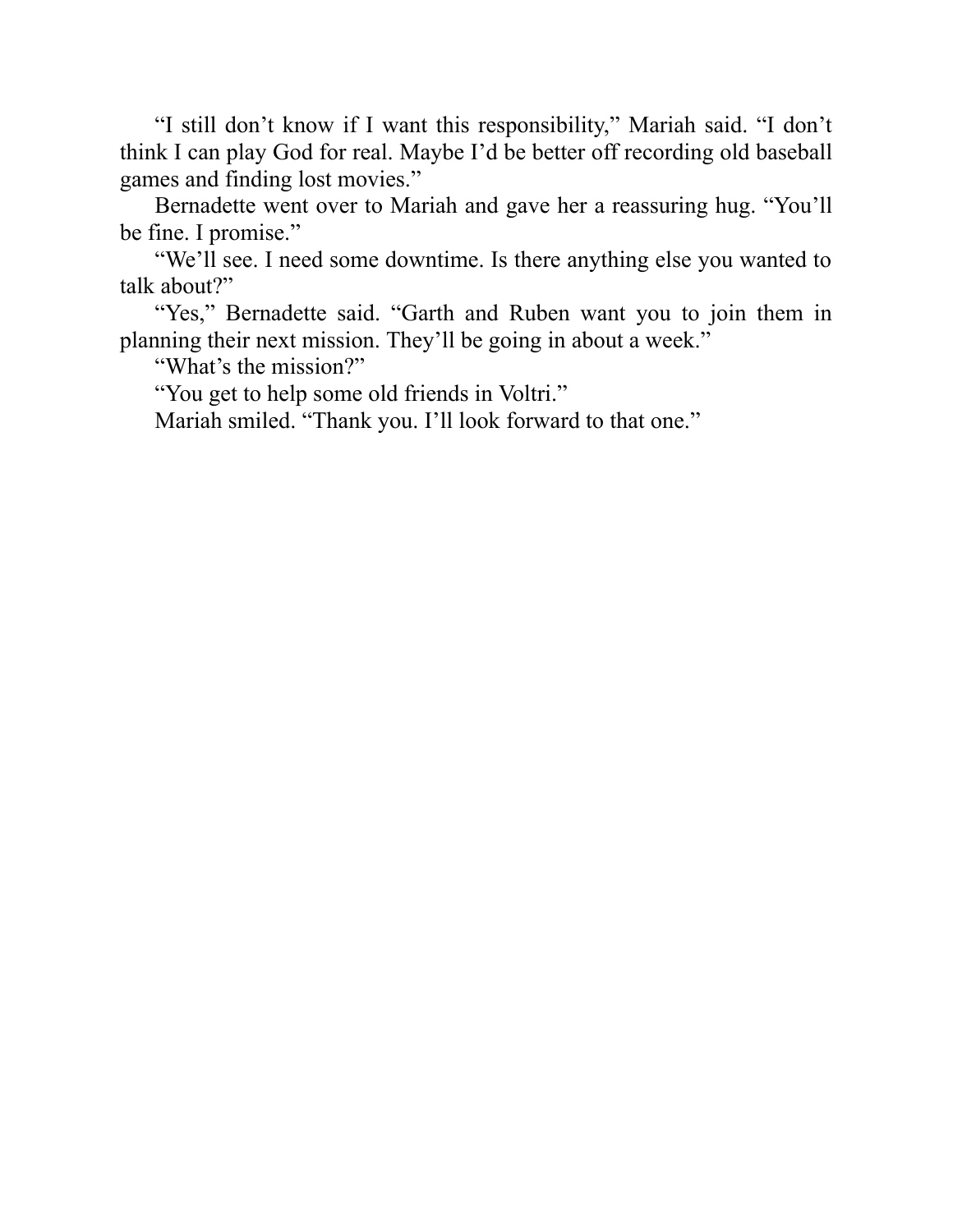"I still don't know if I want this responsibility," Mariah said. "I don't think I can play God for real. Maybe I'd be better off recording old baseball games and finding lost movies."

Bernadette went over to Mariah and gave her a reassuring hug. "You'll be fine. I promise."

"We'll see. I need some downtime. Is there anything else you wanted to talk about?"

"Yes," Bernadette said. "Garth and Ruben want you to join them in planning their next mission. They'll be going in about a week."

"What's the mission?"

"You get to help some old friends in Voltri."

Mariah smiled. "Thank you. I'll look forward to that one."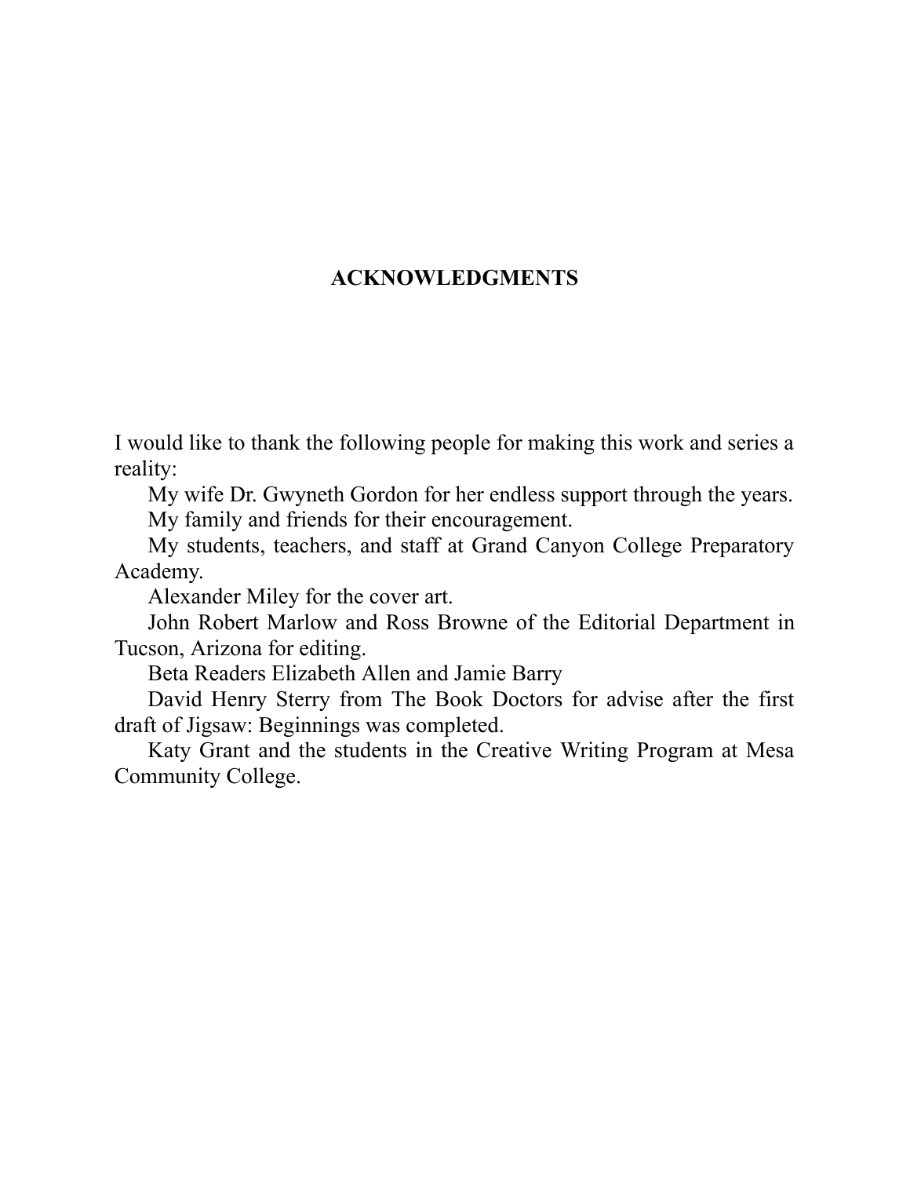# ACKNOWLEDGMENTS

I would like to thank the following people for making this work and series a reality:

My wife Dr. Gwyneth Gordon for her endless support through the years.

My family and friends for their encouragement.

My students, teachers, and staff at Grand Canyon College Preparatory Academy.

Alexander Miley for the cover art.

John Robert Marlow and Ross Browne of the Editorial Department in Tucson, Arizona for editing.

Beta Readers Elizabeth Allen and Jamie Barry

David Henry Sterry from The Book Doctors for advise after the first draft of Jigsaw: Beginnings was completed.

Katy Grant and the students in the Creative Writing Program at Mesa Community College.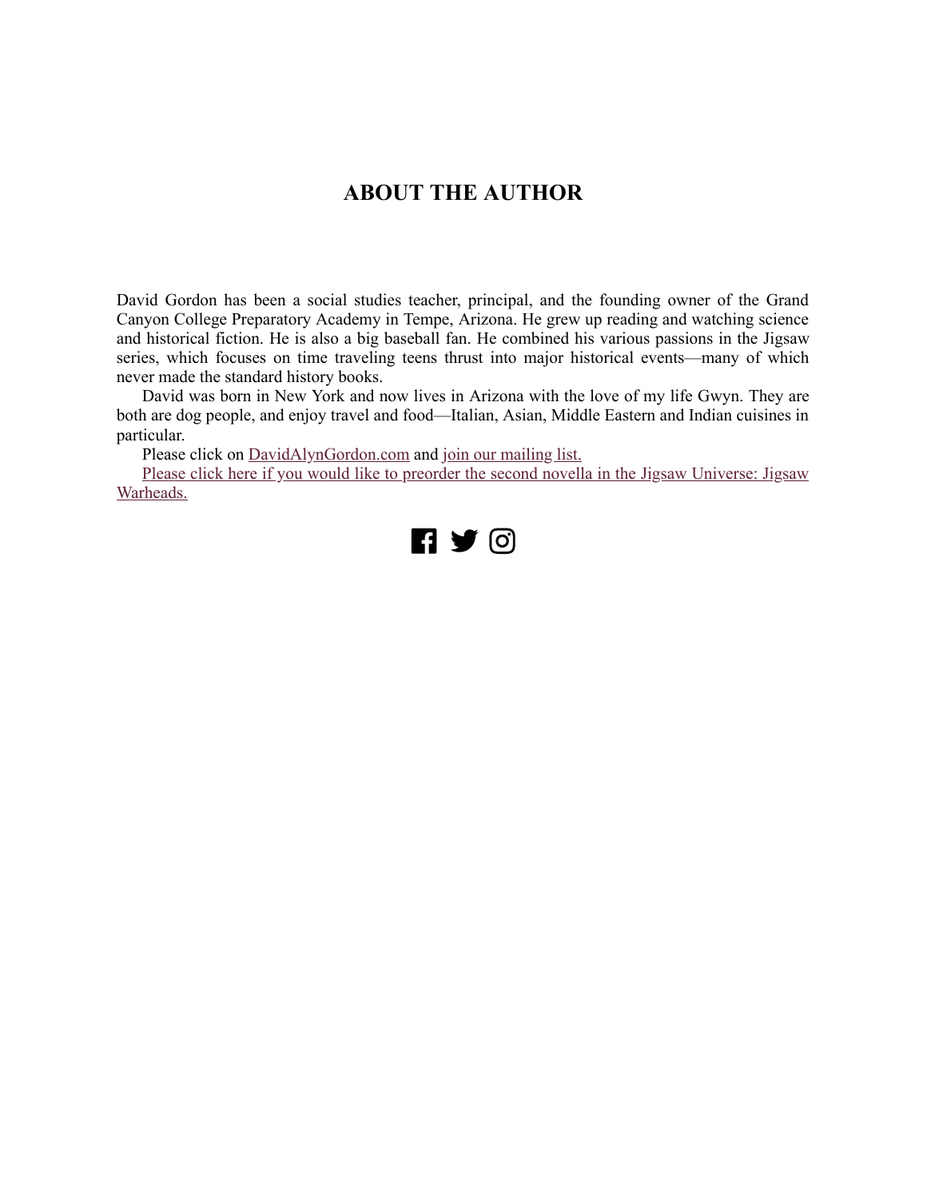# ABOUT THE AUTHOR

David Gordon has been a social studies teacher, principal, and the founding owner of the Grand Canyon College Preparatory Academy in Tempe, Arizona. He grew up reading and watching science and historical fiction. He is also a big baseball fan. He combined his various passions in the Jigsaw series, which focuses on time traveling teens thrust into major historical events—many of which never made the standard history books.

David was born in New York and now lives in Arizona with the love of my life Gwyn. They are both are dog people, and enjoy travel and food—Italian, Asian, Middle Eastern and Indian cuisines in particular.

Please click on DavidAlynGordon.com and join our mailing list.

Please click here if you would like to preorder the second novella in the Jigsaw Universe: Jigsaw Warheads.